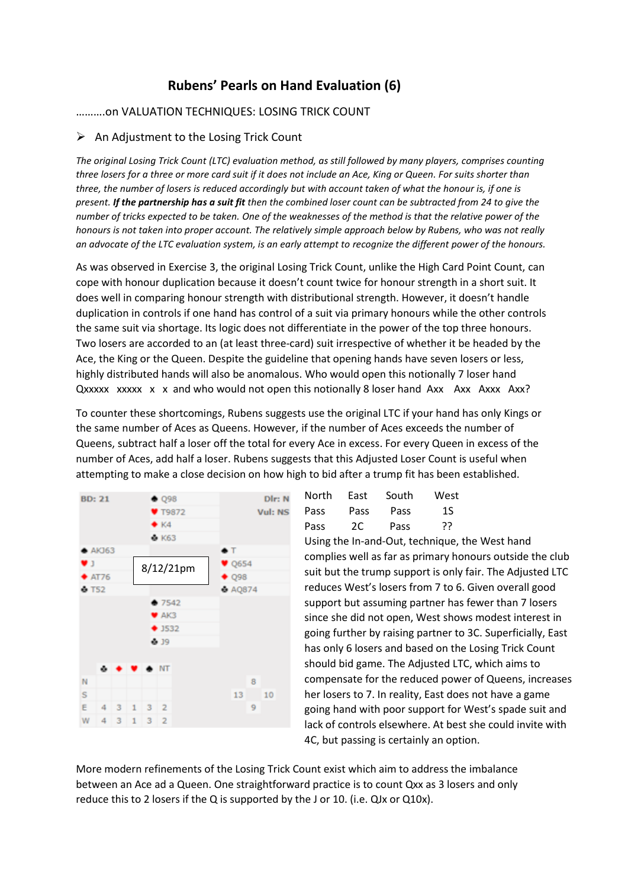# Rubens' Pearls on Hand Evaluation (6)

……….on VALUATION TECHNIQUES: LOSING TRICK COUNT

➢ An Adjustment to the Losing Trick Count

*The original Losing Trick Count (LTC) evaluation method, as still followed by many players, comprises counting three losers for a three or more card suit if it does not include an Ace, King or Queen. For suits shorter than three, the number of losers is reduced accordingly but with account taken of what the honour is, if one is present.* ***If the partnership has a suit fit*** *then the combined loser count can be subtracted from 24 to give the number of tricks expected to be taken. One of the weaknesses of the method is that the relative power of the honours is not taken into proper account. The relatively simple approach below by Rubens, who was not really an advocate of the LTC evaluation system, is an early attempt to recognize the different power of the honours.*

As was observed in Exercise 3, the original Losing Trick Count, unlike the High Card Point Count, can cope with honour duplication because it doesn't count twice for honour strength in a short suit. It does well in comparing honour strength with distributional strength. However, it doesn't handle duplication in controls if one hand has control of a suit via primary honours while the other controls the same suit via shortage. Its logic does not differentiate in the power of the top three honours. Two losers are accorded to an (at least three-card) suit irrespective of whether it be headed by the Ace, the King or the Queen. Despite the guideline that opening hands have seven losers or less, highly distributed hands will also be anomalous. Who would open this notionally 7 loser hand Qxxxxx xxxxx x x and who would not open this notionally 8 loser hand Axx Axx Axxx Axx?

To counter these shortcomings, Rubens suggests use the original LTC if your hand has only Kings or the same number of Aces as Queens. However, if the number of Aces exceeds the number of Queens, subtract half a loser off the total for every Ace in excess. For every Queen in excess of the number of Aces, add half a loser. Rubens suggests that this Adjusted Loser Count is useful when attempting to make a close decision on how high to bid after a trump fit has been established.

BD: 21 Dlr: N Vul: NS — 8/12/21pm

North: ♠ Q98 ♥ T9872 ♦ K4 ♣ K63

West: ♠ AKJ63 ♥ J ♦ AT76 ♣ T52

East: ♠ T ♥ Q654 ♦ Q98 ♣ AQ874

South: ♠ 7542 ♥ AK3 ♦ J532 ♣ J9

| | ♣ | ♦ | ♥ | ♠ | NT |
|---|---|---|---|---|---|
| N | | | | | |
| S | | | | | |
| E | 4 | 3 | 1 | 3 | 2 |
| W | 4 | 3 | 1 | 3 | 2 |

HCP: N 8, E 10, S 9, W 13

| North | East | South | West |
|---|---|---|---|
| Pass | Pass | Pass | 1S |
| Pass | 2C | Pass | ?? |

Using the In-and-Out, technique, the West hand complies well as far as primary honours outside the club suit but the trump support is only fair. The Adjusted LTC reduces West's losers from 7 to 6. Given overall good support but assuming partner has fewer than 7 losers since she did not open, West shows modest interest in going further by raising partner to 3C. Superficially, East has only 6 losers and based on the Losing Trick Count should bid game. The Adjusted LTC, which aims to compensate for the reduced power of Queens, increases her losers to 7. In reality, East does not have a game going hand with poor support for West's spade suit and lack of controls elsewhere. At best she could invite with 4C, but passing is certainly an option.

More modern refinements of the Losing Trick Count exist which aim to address the imbalance between an Ace ad a Queen. One straightforward practice is to count Qxx as 3 losers and only reduce this to 2 losers if the Q is supported by the J or 10. (i.e. QJx or Q10x).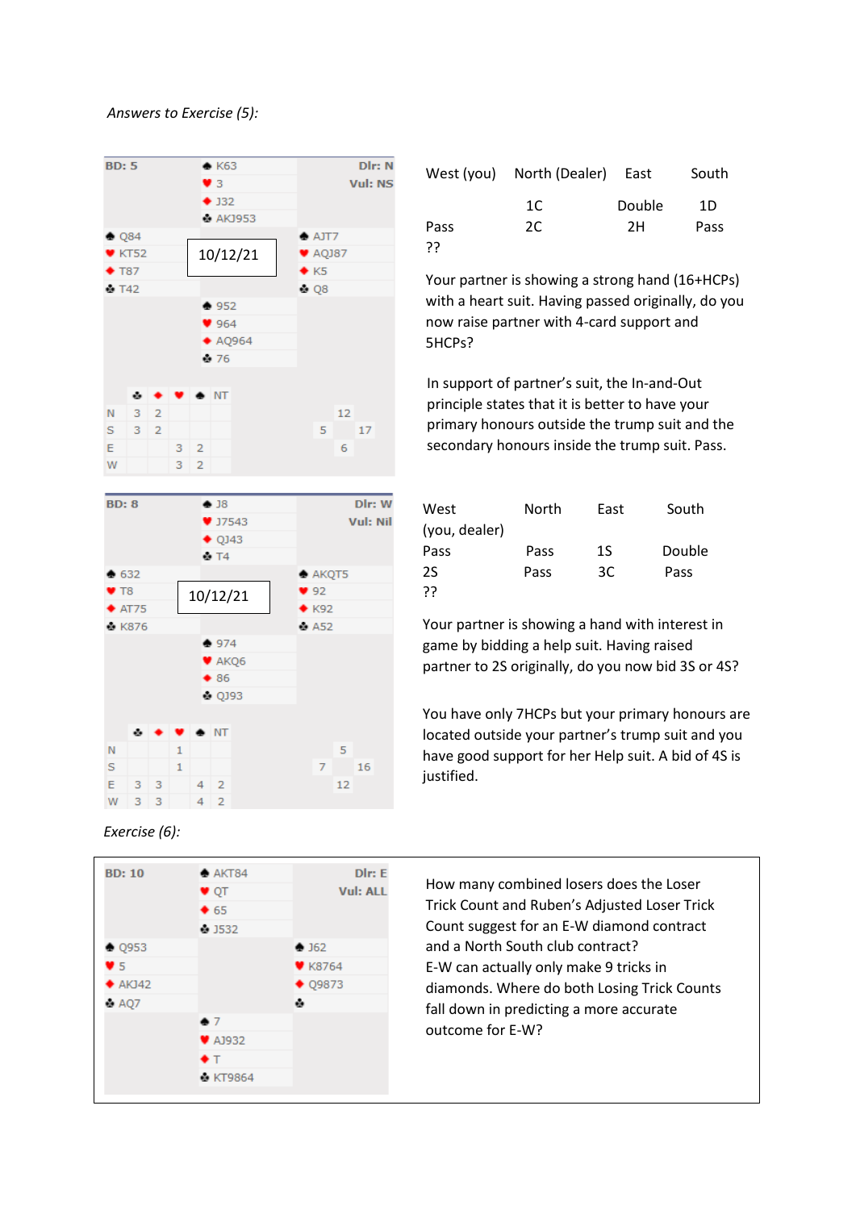*Answers to Exercise (5):*

BD: 5 — Dlr: N — Vul: NS — 10/12/21

| | North | |
|---|---|---|
| | ♠ K63 | |
| | ♥ 3 | |
| | ♦ J32 | |
| | ♣ AKJ953 | |
| **West** | | **East** |
| ♠ Q84 | | ♠ AJT7 |
| ♥ KT52 | | ♥ AQJ87 |
| ♦ T87 | | ♦ K5 |
| ♣ T42 | | ♣ Q8 |
| | **South** | |
| | ♠ 952 | |
| | ♥ 964 | |
| | ♦ AQ964 | |
| | ♣ 76 | |

| | ♣ | ♦ | ♥ | ♠ | NT |
|---|---|---|---|---|---|
| N | 3 | 2 | | | |
| S | 3 | 2 | | | |
| E | | | 3 | 2 | |
| W | | | 3 | 2 | |

HCP: N 12, W 5, E 17, S 6

| West (you) | North (Dealer) | East | South |
|---|---|---|---|
| | 1C | Double | 1D |
| Pass | 2C | 2H | Pass |
| ?? | | | |

Your partner is showing a strong hand (16+HCPs) with a heart suit. Having passed originally, do you now raise partner with 4-card support and 5HCPs?

In support of partner's suit, the In-and-Out principle states that it is better to have your primary honours outside the trump suit and the secondary honours inside the trump suit. Pass.

BD: 8 — Dlr: W — Vul: Nil — 10/12/21

| | North | |
|---|---|---|
| | ♠ J8 | |
| | ♥ J7543 | |
| | ♦ QJ43 | |
| | ♣ T4 | |
| **West** | | **East** |
| ♠ 632 | | ♠ AKQT5 |
| ♥ T8 | | ♥ 92 |
| ♦ AT75 | | ♦ K92 |
| ♣ K876 | | ♣ A52 |
| | **South** | |
| | ♠ 974 | |
| | ♥ AKQ6 | |
| | ♦ 86 | |
| | ♣ QJ93 | |

| | ♣ | ♦ | ♥ | ♠ | NT |
|---|---|---|---|---|---|
| N | | | 1 | | |
| S | | | 1 | | |
| E | 3 | 3 | | 4 | 2 |
| W | 3 | 3 | | 4 | 2 |

HCP: N 5, W 7, E 16, S 12

| West (you, dealer) | North | East | South |
|---|---|---|---|
| Pass | Pass | 1S | Double |
| 2S | Pass | 3C | Pass |
| ?? | | | |

Your partner is showing a hand with interest in game by bidding a help suit. Having raised partner to 2S originally, do you now bid 3S or 4S?

You have only 7HCPs but your primary honours are located outside your partner's trump suit and you have good support for her Help suit. A bid of 4S is justified.

*Exercise (6):*

BD: 10 — Dlr: E — Vul: ALL

| | North | |
|---|---|---|
| | ♠ AKT84 | |
| | ♥ QT | |
| | ♦ 65 | |
| | ♣ J532 | |
| **West** | | **East** |
| ♠ Q953 | | ♠ J62 |
| ♥ 5 | | ♥ K8764 |
| ♦ AKJ42 | | ♦ Q9873 |
| ♣ AQ7 | | ♣ |
| | **South** | |
| | ♠ 7 | |
| | ♥ AJ932 | |
| | ♦ T | |
| | ♣ KT9864 | |

How many combined losers does the Loser Trick Count and Ruben's Adjusted Loser Trick Count suggest for an E-W diamond contract and a North South club contract?
E-W can actually only make 9 tricks in diamonds. Where do both Losing Trick Counts fall down in predicting a more accurate outcome for E-W?